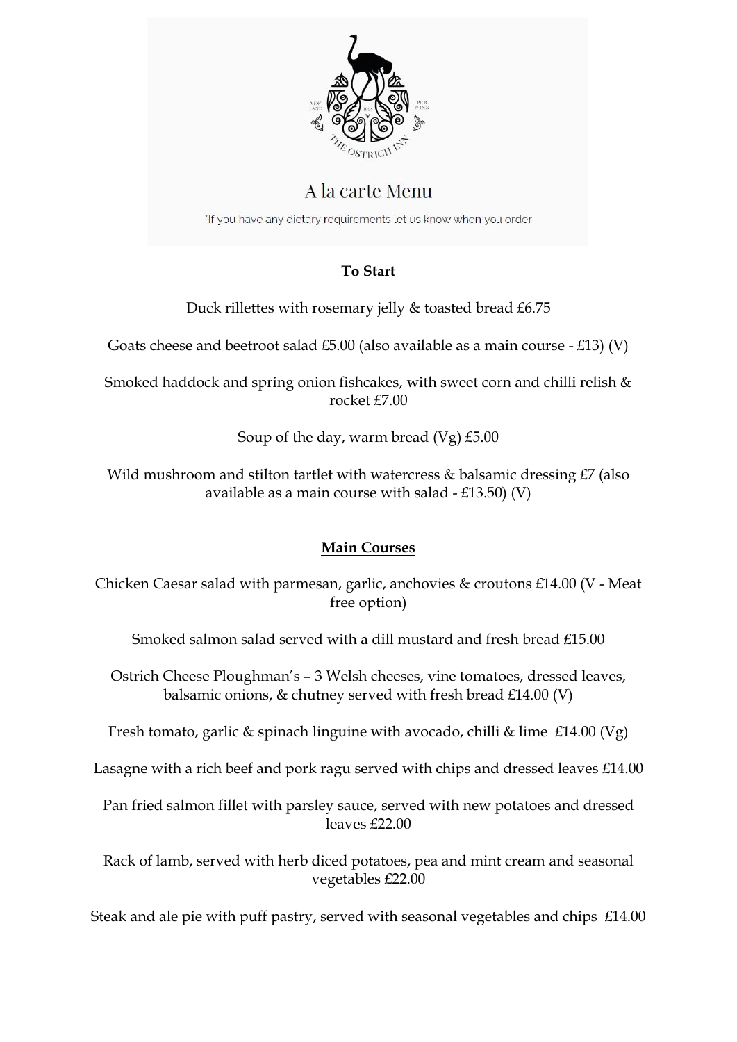# A la carte Menu

*If you have any dietary requirements let us know when you order

## To Start

Duck rillettes with rosemary jelly & toasted bread £6.75

Goats cheese and beetroot salad £5.00 (also available as a main course - £13) (V)

Smoked haddock and spring onion fishcakes, with sweet corn and chilli relish & rocket £7.00

Soup of the day, warm bread (Vg) £5.00

Wild mushroom and stilton tartlet with watercress & balsamic dressing £7 (also available as a main course with salad - £13.50) (V)

## Main Courses

Chicken Caesar salad with parmesan, garlic, anchovies & croutons £14.00 (V - Meat free option)

Smoked salmon salad served with a dill mustard and fresh bread £15.00

Ostrich Cheese Ploughman's – 3 Welsh cheeses, vine tomatoes, dressed leaves, balsamic onions, & chutney served with fresh bread £14.00 (V)

Fresh tomato, garlic & spinach linguine with avocado, chilli & lime £14.00 (Vg)

Lasagne with a rich beef and pork ragu served with chips and dressed leaves £14.00

Pan fried salmon fillet with parsley sauce, served with new potatoes and dressed leaves £22.00

Rack of lamb, served with herb diced potatoes, pea and mint cream and seasonal vegetables £22.00

Steak and ale pie with puff pastry, served with seasonal vegetables and chips £14.00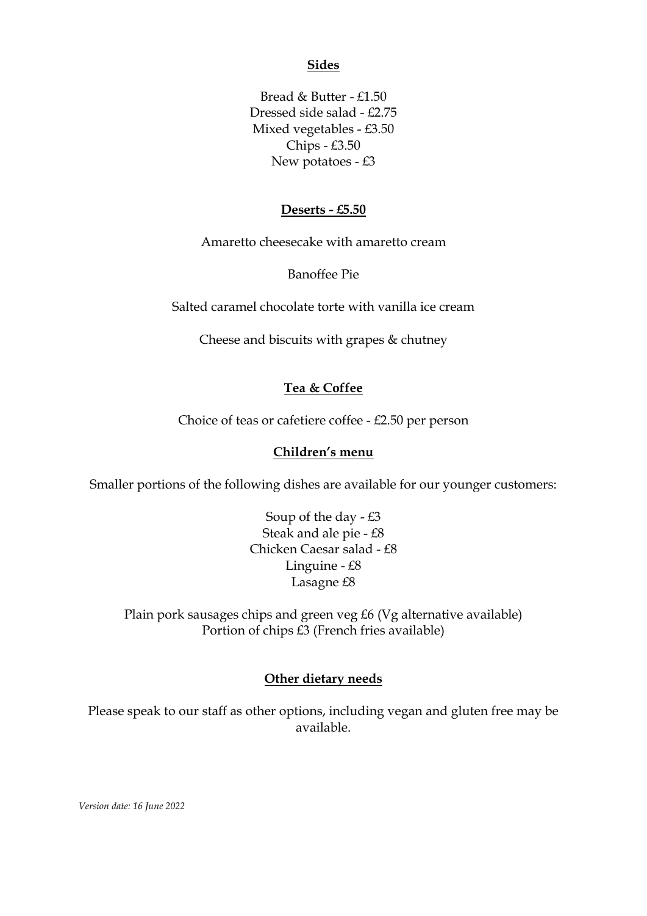## Sides

Bread & Butter - £1.50
Dressed side salad - £2.75
Mixed vegetables - £3.50
Chips - £3.50
New potatoes - £3

## Deserts - £5.50

Amaretto cheesecake with amaretto cream

Banoffee Pie

Salted caramel chocolate torte with vanilla ice cream

Cheese and biscuits with grapes & chutney

## Tea & Coffee

Choice of teas or cafetiere coffee - £2.50 per person

## Children's menu

Smaller portions of the following dishes are available for our younger customers:

Soup of the day - £3
Steak and ale pie - £8
Chicken Caesar salad - £8
Linguine - £8
Lasagne £8

Plain pork sausages chips and green veg £6 (Vg alternative available)
Portion of chips £3 (French fries available)

## Other dietary needs

Please speak to our staff as other options, including vegan and gluten free may be available.

*Version date: 16 June 2022*